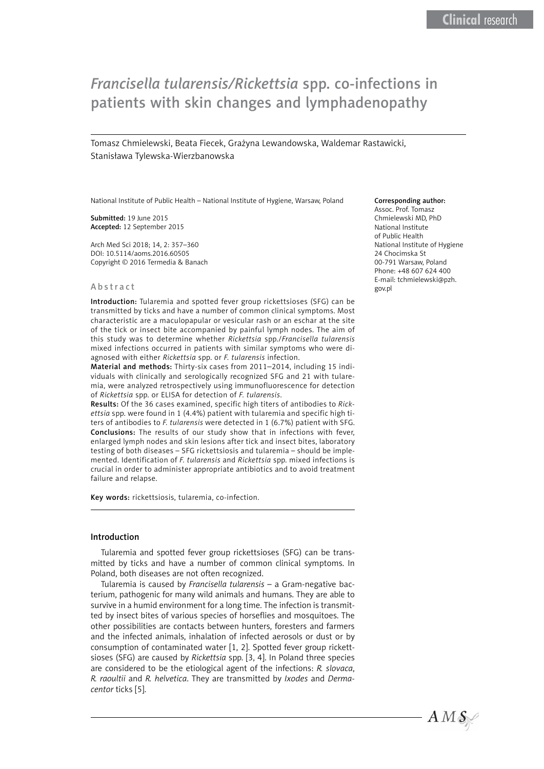# *Francisella tularensis/Rickettsia* spp. co-infections in patients with skin changes and lymphadenopathy

Tomasz Chmielewski, Beata Fiecek, Grażyna Lewandowska, Waldemar Rastawicki, Stanisława Tylewska-Wierzbanowska

National Institute of Public Health – National Institute of Hygiene, Warsaw, Poland

**Submitted:** 19 June 2015
**Accepted:** 12 September 2015

Arch Med Sci 2018; 14, 2: 357–360
DOI: 10.5114/aoms.2016.60505
Copyright © 2016 Termedia & Banach

**Corresponding author:**
Assoc. Prof. Tomasz Chmielewski MD, PhD
National Institute of Public Health
National Institute of Hygiene
24 Chocimska St
00-791 Warsaw, Poland
Phone: +48 607 624 400
E-mail: tchmielewski@pzh.gov.pl

## Abstract

**Introduction:** Tularemia and spotted fever group rickettsioses (SFG) can be transmitted by ticks and have a number of common clinical symptoms. Most characteristic are a maculopapular or vesicular rash or an eschar at the site of the tick or insect bite accompanied by painful lymph nodes. The aim of this study was to determine whether *Rickettsia* spp./*Francisella tularensis* mixed infections occurred in patients with similar symptoms who were diagnosed with either *Rickettsia* spp. or *F. tularensis* infection.

**Material and methods:** Thirty-six cases from 2011–2014, including 15 individuals with clinically and serologically recognized SFG and 21 with tularemia, were analyzed retrospectively using immunofluorescence for detection of *Rickettsia* spp. or ELISA for detection of *F. tularensis*.

**Results:** Of the 36 cases examined, specific high titers of antibodies to *Rickettsia* spp. were found in 1 (4.4%) patient with tularemia and specific high titers of antibodies to *F. tularensis* were detected in 1 (6.7%) patient with SFG.

**Conclusions:** The results of our study show that in infections with fever, enlarged lymph nodes and skin lesions after tick and insect bites, laboratory testing of both diseases – SFG rickettsiosis and tularemia – should be implemented. Identification of *F. tularensis* and *Rickettsia* spp. mixed infections is crucial in order to administer appropriate antibiotics and to avoid treatment failure and relapse.

**Key words:** rickettsiosis, tularemia, co-infection.

## Introduction

Tularemia and spotted fever group rickettsioses (SFG) can be transmitted by ticks and have a number of common clinical symptoms. In Poland, both diseases are not often recognized.

Tularemia is caused by *Francisella tularensis* – a Gram-negative bacterium, pathogenic for many wild animals and humans. They are able to survive in a humid environment for a long time. The infection is transmitted by insect bites of various species of horseflies and mosquitoes. The other possibilities are contacts between hunters, foresters and farmers and the infected animals, inhalation of infected aerosols or dust or by consumption of contaminated water [1, 2]. Spotted fever group rickettsioses (SFG) are caused by *Rickettsia* spp. [3, 4]. In Poland three species are considered to be the etiological agent of the infections: *R. slovaca*, *R. raoultii* and *R. helvetica*. They are transmitted by *Ixodes* and *Dermacentor* ticks [5].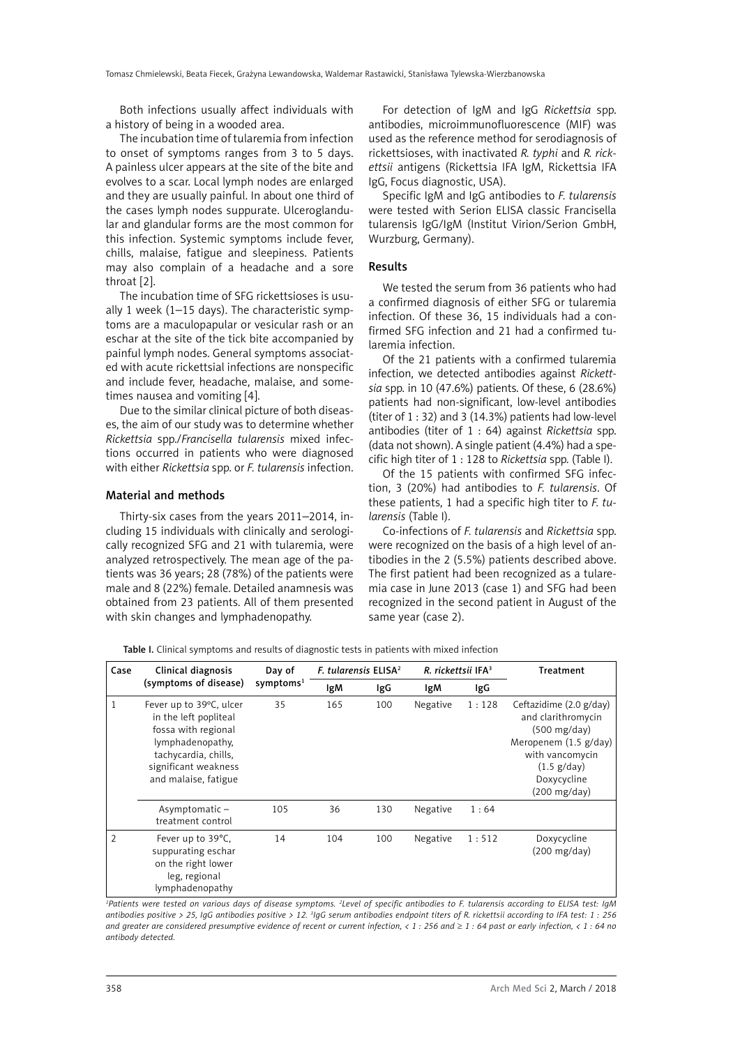Both infections usually affect individuals with a history of being in a wooded area.

The incubation time of tularemia from infection to onset of symptoms ranges from 3 to 5 days. A painless ulcer appears at the site of the bite and evolves to a scar. Local lymph nodes are enlarged and they are usually painful. In about one third of the cases lymph nodes suppurate. Ulceroglandular and glandular forms are the most common for this infection. Systemic symptoms include fever, chills, malaise, fatigue and sleepiness. Patients may also complain of a headache and a sore throat [2].

The incubation time of SFG rickettsioses is usually 1 week (1–15 days). The characteristic symptoms are a maculopapular or vesicular rash or an eschar at the site of the tick bite accompanied by painful lymph nodes. General symptoms associated with acute rickettsial infections are nonspecific and include fever, headache, malaise, and sometimes nausea and vomiting [4].

Due to the similar clinical picture of both diseases, the aim of our study was to determine whether *Rickettsia* spp./*Francisella tularensis* mixed infections occurred in patients who were diagnosed with either *Rickettsia* spp. or *F. tularensis* infection.

## Material and methods

Thirty-six cases from the years 2011–2014, including 15 individuals with clinically and serologically recognized SFG and 21 with tularemia, were analyzed retrospectively. The mean age of the patients was 36 years; 28 (78%) of the patients were male and 8 (22%) female. Detailed anamnesis was obtained from 23 patients. All of them presented with skin changes and lymphadenopathy.

For detection of IgM and IgG *Rickettsia* spp. antibodies, microimmunofluorescence (MIF) was used as the reference method for serodiagnosis of rickettsioses, with inactivated *R. typhi* and *R. rickettsii* antigens (Rickettsia IFA IgM, Rickettsia IFA IgG, Focus diagnostic, USA).

Specific IgM and IgG antibodies to *F. tularensis* were tested with Serion ELISA classic Francisella tularensis IgG/IgM (Institut Virion/Serion GmbH, Wurzburg, Germany).

## Results

We tested the serum from 36 patients who had a confirmed diagnosis of either SFG or tularemia infection. Of these 36, 15 individuals had a confirmed SFG infection and 21 had a confirmed tularemia infection.

Of the 21 patients with a confirmed tularemia infection, we detected antibodies against *Rickettsia* spp. in 10 (47.6%) patients. Of these, 6 (28.6%) patients had non-significant, low-level antibodies (titer of 1 : 32) and 3 (14.3%) patients had low-level antibodies (titer of 1 : 64) against *Rickettsia* spp. (data not shown). A single patient (4.4%) had a specific high titer of 1 : 128 to *Rickettsia* spp. (Table I).

Of the 15 patients with confirmed SFG infection, 3 (20%) had antibodies to *F. tularensis*. Of these patients, 1 had a specific high titer to *F. tularensis* (Table I).

Co-infections of *F. tularensis* and *Rickettsia* spp. were recognized on the basis of a high level of antibodies in the 2 (5.5%) patients described above. The first patient had been recognized as a tularemia case in June 2013 (case 1) and SFG had been recognized in the second patient in August of the same year (case 2).

**Table I.** Clinical symptoms and results of diagnostic tests in patients with mixed infection

| Case | Clinical diagnosis (symptoms of disease) | Day of symptoms[1] | *F. tularensis* ELISA[2] | | *R. rickettsii* IFA[3] | | Treatment |
|---|---|---|---|---|---|---|---|
| | | | IgM | IgG | IgM | IgG | |
| 1 | Fever up to 39°C, ulcer in the left popliteal fossa with regional lymphadenopathy, tachycardia, chills, significant weakness and malaise, fatigue | 35 | 165 | 100 | Negative | 1 : 128 | Ceftazidime (2.0 g/day) and clarithromycin (500 mg/day) Meropenem (1.5 g/day) with vancomycin (1.5 g/day) Doxycycline (200 mg/day) |
| | Asymptomatic – treatment control | 105 | 36 | 130 | Negative | 1 : 64 | |
| 2 | Fever up to 39°C, suppurating eschar on the right lower leg, regional lymphadenopathy | 14 | 104 | 100 | Negative | 1 : 512 | Doxycycline (200 mg/day) |

*[1]Patients were tested on various days of disease symptoms. [2]Level of specific antibodies to F. tularensis according to ELISA test: IgM antibodies positive > 25, IgG antibodies positive > 12. [3]IgG serum antibodies endpoint titers of R. rickettsii according to IFA test: 1 : 256 and greater are considered presumptive evidence of recent or current infection, < 1 : 256 and ≥ 1 : 64 past or early infection, < 1 : 64 no antibody detected.*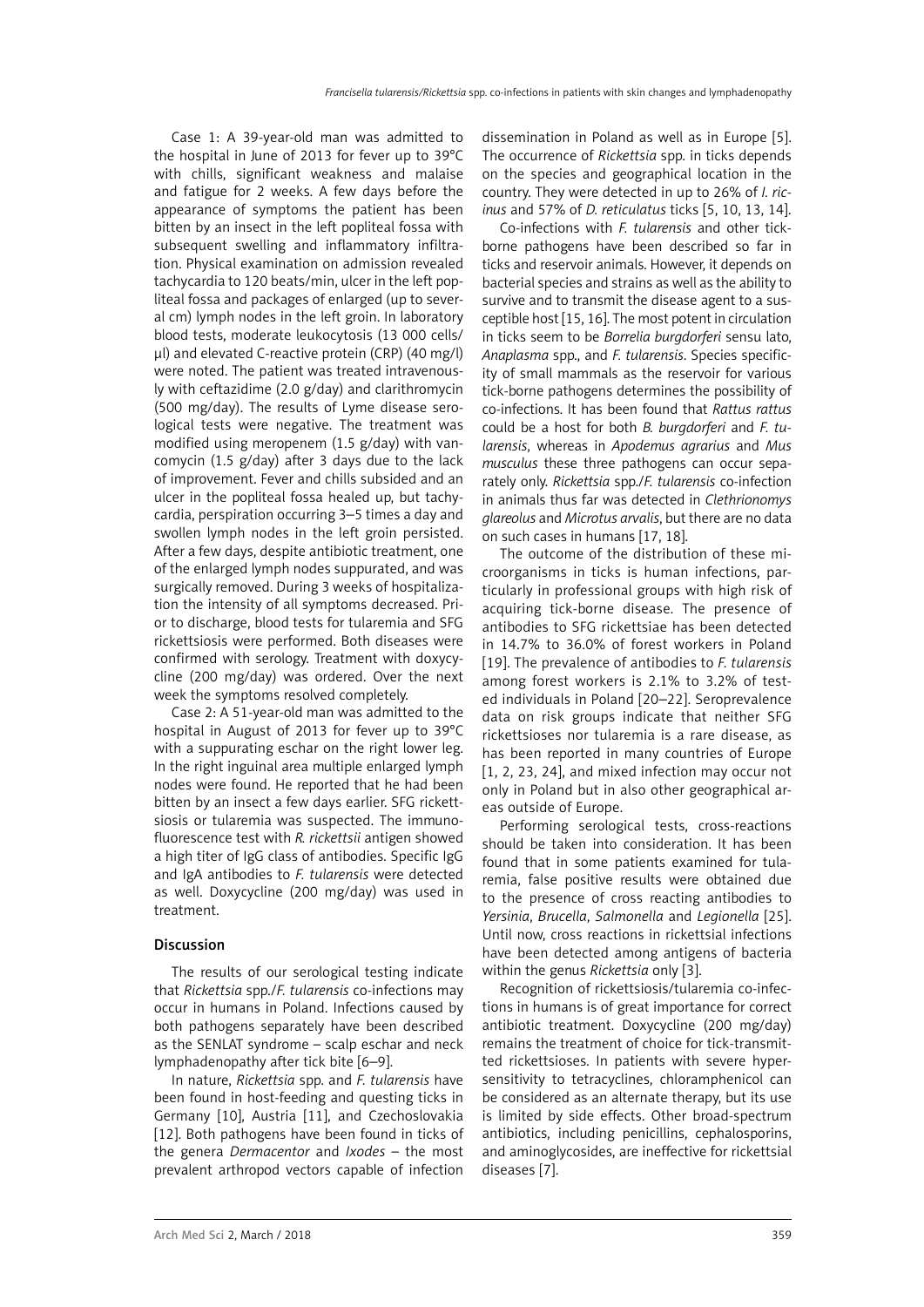Case 1: A 39-year-old man was admitted to the hospital in June of 2013 for fever up to 39°C with chills, significant weakness and malaise and fatigue for 2 weeks. A few days before the appearance of symptoms the patient has been bitten by an insect in the left popliteal fossa with subsequent swelling and inflammatory infiltration. Physical examination on admission revealed tachycardia to 120 beats/min, ulcer in the left popliteal fossa and packages of enlarged (up to several cm) lymph nodes in the left groin. In laboratory blood tests, moderate leukocytosis (13 000 cells/μl) and elevated C-reactive protein (CRP) (40 mg/l) were noted. The patient was treated intravenously with ceftazidime (2.0 g/day) and clarithromycin (500 mg/day). The results of Lyme disease serological tests were negative. The treatment was modified using meropenem (1.5 g/day) with vancomycin (1.5 g/day) after 3 days due to the lack of improvement. Fever and chills subsided and an ulcer in the popliteal fossa healed up, but tachycardia, perspiration occurring 3–5 times a day and swollen lymph nodes in the left groin persisted. After a few days, despite antibiotic treatment, one of the enlarged lymph nodes suppurated, and was surgically removed. During 3 weeks of hospitalization the intensity of all symptoms decreased. Prior to discharge, blood tests for tularemia and SFG rickettsiosis were performed. Both diseases were confirmed with serology. Treatment with doxycycline (200 mg/day) was ordered. Over the next week the symptoms resolved completely.

Case 2: A 51-year-old man was admitted to the hospital in August of 2013 for fever up to 39°C with a suppurating eschar on the right lower leg. In the right inguinal area multiple enlarged lymph nodes were found. He reported that he had been bitten by an insect a few days earlier. SFG rickettsiosis or tularemia was suspected. The immunofluorescence test with *R. rickettsii* antigen showed a high titer of IgG class of antibodies. Specific IgG and IgA antibodies to *F. tularensis* were detected as well. Doxycycline (200 mg/day) was used in treatment.

## Discussion

The results of our serological testing indicate that *Rickettsia* spp./*F. tularensis* co-infections may occur in humans in Poland. Infections caused by both pathogens separately have been described as the SENLAT syndrome – scalp eschar and neck lymphadenopathy after tick bite [6–9].

In nature, *Rickettsia* spp. and *F. tularensis* have been found in host-feeding and questing ticks in Germany [10], Austria [11], and Czechoslovakia [12]. Both pathogens have been found in ticks of the genera *Dermacentor* and *Ixodes* – the most prevalent arthropod vectors capable of infection dissemination in Poland as well as in Europe [5]. The occurrence of *Rickettsia* spp. in ticks depends on the species and geographical location in the country. They were detected in up to 26% of *I. ricinus* and 57% of *D. reticulatus* ticks [5, 10, 13, 14].

Co-infections with *F. tularensis* and other tick-borne pathogens have been described so far in ticks and reservoir animals. However, it depends on bacterial species and strains as well as the ability to survive and to transmit the disease agent to a susceptible host [15, 16]. The most potent in circulation in ticks seem to be *Borrelia burgdorferi* sensu lato, *Anaplasma* spp., and *F. tularensis*. Species specificity of small mammals as the reservoir for various tick-borne pathogens determines the possibility of co-infections. It has been found that *Rattus rattus* could be a host for both *B. burgdorferi* and *F. tularensis*, whereas in *Apodemus agrarius* and *Mus musculus* these three pathogens can occur separately only. *Rickettsia* spp./*F. tularensis* co-infection in animals thus far was detected in *Clethrionomys glareolus* and *Microtus arvalis*, but there are no data on such cases in humans [17, 18].

The outcome of the distribution of these microorganisms in ticks is human infections, particularly in professional groups with high risk of acquiring tick-borne disease. The presence of antibodies to SFG rickettsiae has been detected in 14.7% to 36.0% of forest workers in Poland [19]. The prevalence of antibodies to *F. tularensis* among forest workers is 2.1% to 3.2% of tested individuals in Poland [20–22]. Seroprevalence data on risk groups indicate that neither SFG rickettsioses nor tularemia is a rare disease, as has been reported in many countries of Europe [1, 2, 23, 24], and mixed infection may occur not only in Poland but in also other geographical areas outside of Europe.

Performing serological tests, cross-reactions should be taken into consideration. It has been found that in some patients examined for tularemia, false positive results were obtained due to the presence of cross reacting antibodies to *Yersinia*, *Brucella*, *Salmonella* and *Legionella* [25]. Until now, cross reactions in rickettsial infections have been detected among antigens of bacteria within the genus *Rickettsia* only [3].

Recognition of rickettsiosis/tularemia co-infections in humans is of great importance for correct antibiotic treatment. Doxycycline (200 mg/day) remains the treatment of choice for tick-transmitted rickettsioses. In patients with severe hypersensitivity to tetracyclines, chloramphenicol can be considered as an alternate therapy, but its use is limited by side effects. Other broad-spectrum antibiotics, including penicillins, cephalosporins, and aminoglycosides, are ineffective for rickettsial diseases [7].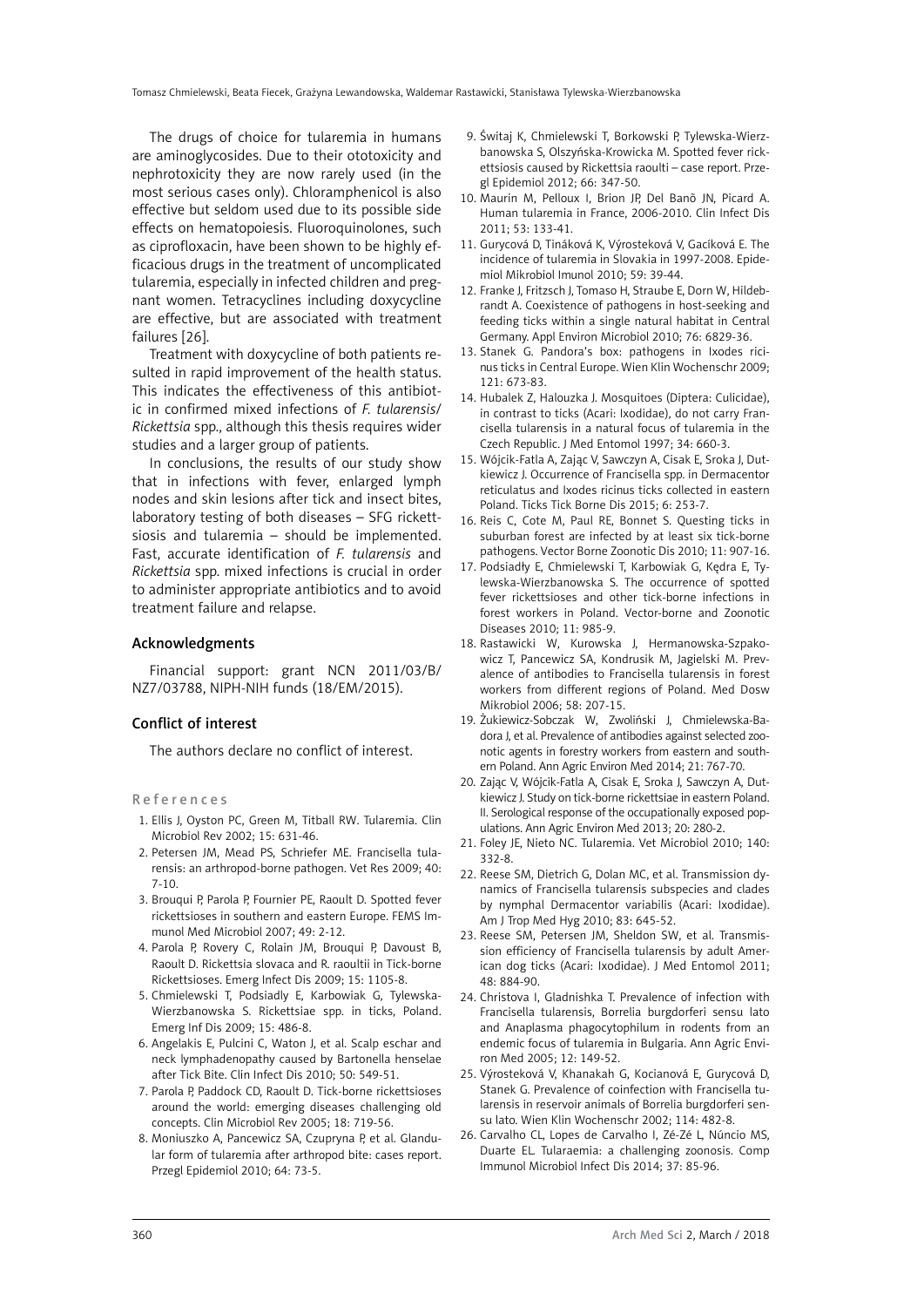The drugs of choice for tularemia in humans are aminoglycosides. Due to their ototoxicity and nephrotoxicity they are now rarely used (in the most serious cases only). Chloramphenicol is also effective but seldom used due to its possible side effects on hematopoiesis. Fluoroquinolones, such as ciprofloxacin, have been shown to be highly efficacious drugs in the treatment of uncomplicated tularemia, especially in infected children and pregnant women. Tetracyclines including doxycycline are effective, but are associated with treatment failures [26].

Treatment with doxycycline of both patients resulted in rapid improvement of the health status. This indicates the effectiveness of this antibiotic in confirmed mixed infections of *F. tularensis*/ *Rickettsia* spp., although this thesis requires wider studies and a larger group of patients.

In conclusions, the results of our study show that in infections with fever, enlarged lymph nodes and skin lesions after tick and insect bites, laboratory testing of both diseases – SFG rickettsiosis and tularemia – should be implemented. Fast, accurate identification of *F. tularensis* and *Rickettsia* spp. mixed infections is crucial in order to administer appropriate antibiotics and to avoid treatment failure and relapse.

## Acknowledgments

Financial support: grant NCN 2011/03/B/ NZ7/03788, NIPH-NIH funds (18/EM/2015).

## Conflict of interest

The authors declare no conflict of interest.

## References

1. Ellis J, Oyston PC, Green M, Titball RW. Tularemia. Clin Microbiol Rev 2002; 15: 631-46.
2. Petersen JM, Mead PS, Schriefer ME. Francisella tularensis: an arthropod-borne pathogen. Vet Res 2009; 40: 7-10.
3. Brouqui P, Parola P, Fournier PE, Raoult D. Spotted fever rickettsioses in southern and eastern Europe. FEMS Immunol Med Microbiol 2007; 49: 2-12.
4. Parola P, Rovery C, Rolain JM, Brouqui P, Davoust B, Raoult D. Rickettsia slovaca and R. raoultii in Tick-borne Rickettsioses. Emerg Infect Dis 2009; 15: 1105-8.
5. Chmielewski T, Podsiadly E, Karbowiak G, Tylewska-Wierzbanowska S. Rickettsiae spp. in ticks, Poland. Emerg Inf Dis 2009; 15: 486-8.
6. Angelakis E, Pulcini C, Waton J, et al. Scalp eschar and neck lymphadenopathy caused by Bartonella henselae after Tick Bite. Clin Infect Dis 2010; 50: 549-51.
7. Parola P, Paddock CD, Raoult D. Tick-borne rickettsioses around the world: emerging diseases challenging old concepts. Clin Microbiol Rev 2005; 18: 719-56.
8. Moniuszko A, Pancewicz SA, Czupryna P, et al. Glandular form of tularemia after arthropod bite: cases report. Przegl Epidemiol 2010; 64: 73-5.
9. Świtaj K, Chmielewski T, Borkowski P, Tylewska-Wierzbanowska S, Olszyńska-Krowicka M. Spotted fever rickettsiosis caused by Rickettsia raoulti – case report. Przegl Epidemiol 2012; 66: 347-50.
10. Maurin M, Pelloux I, Brion JP, Del Banõ JN, Picard A. Human tularemia in France, 2006-2010. Clin Infect Dis 2011; 53: 133-41.
11. Gurycová D, Tináková K, Výrosteková V, Gacíková E. The incidence of tularemia in Slovakia in 1997-2008. Epidemiol Mikrobiol Imunol 2010; 59: 39-44.
12. Franke J, Fritzsch J, Tomaso H, Straube E, Dorn W, Hildebrandt A. Coexistence of pathogens in host-seeking and feeding ticks within a single natural habitat in Central Germany. Appl Environ Microbiol 2010; 76: 6829-36.
13. Stanek G. Pandora's box: pathogens in Ixodes ricinus ticks in Central Europe. Wien Klin Wochenschr 2009; 121: 673-83.
14. Hubalek Z, Halouzka J. Mosquitoes (Diptera: Culicidae), in contrast to ticks (Acari: Ixodidae), do not carry Francisella tularensis in a natural focus of tularemia in the Czech Republic. J Med Entomol 1997; 34: 660-3.
15. Wójcik-Fatla A, Zając V, Sawczyn A, Cisak E, Sroka J, Dutkiewicz J. Occurrence of Francisella spp. in Dermacentor reticulatus and Ixodes ricinus ticks collected in eastern Poland. Ticks Tick Borne Dis 2015; 6: 253-7.
16. Reis C, Cote M, Paul RE, Bonnet S. Questing ticks in suburban forest are infected by at least six tick-borne pathogens. Vector Borne Zoonotic Dis 2010; 11: 907-16.
17. Podsiadły E, Chmielewski T, Karbowiak G, Kędra E, Tylewska-Wierzbanowska S. The occurrence of spotted fever rickettsioses and other tick-borne infections in forest workers in Poland. Vector-borne and Zoonotic Diseases 2010; 11: 985-9.
18. Rastawicki W, Kurowska J, Hermanowska-Szpakowicz T, Pancewicz SA, Kondrusik M, Jagielski M. Prevalence of antibodies to Francisella tularensis in forest workers from different regions of Poland. Med Dosw Mikrobiol 2006; 58: 207-15.
19. Żukiewicz-Sobczak W, Zwoliński J, Chmielewska-Badora J, et al. Prevalence of antibodies against selected zoonotic agents in forestry workers from eastern and southern Poland. Ann Agric Environ Med 2014; 21: 767-70.
20. Zając V, Wójcik-Fatla A, Cisak E, Sroka J, Sawczyn A, Dutkiewicz J. Study on tick-borne rickettsiae in eastern Poland. II. Serological response of the occupationally exposed populations. Ann Agric Environ Med 2013; 20: 280-2.
21. Foley JE, Nieto NC. Tularemia. Vet Microbiol 2010; 140: 332-8.
22. Reese SM, Dietrich G, Dolan MC, et al. Transmission dynamics of Francisella tularensis subspecies and clades by nymphal Dermacentor variabilis (Acari: Ixodidae). Am J Trop Med Hyg 2010; 83: 645-52.
23. Reese SM, Petersen JM, Sheldon SW, et al. Transmission efficiency of Francisella tularensis by adult American dog ticks (Acari: Ixodidae). J Med Entomol 2011; 48: 884-90.
24. Christova I, Gladnishka T. Prevalence of infection with Francisella tularensis, Borrelia burgdorferi sensu lato and Anaplasma phagocytophilum in rodents from an endemic focus of tularemia in Bulgaria. Ann Agric Environ Med 2005; 12: 149-52.
25. Výrosteková V, Khanakah G, Kocianová E, Gurycová D, Stanek G. Prevalence of coinfection with Francisella tularensis in reservoir animals of Borrelia burgdorferi sensu lato. Wien Klin Wochenschr 2002; 114: 482-8.
26. Carvalho CL, Lopes de Carvalho I, Zé-Zé L, Núncio MS, Duarte EL. Tularaemia: a challenging zoonosis. Comp Immunol Microbiol Infect Dis 2014; 37: 85-96.